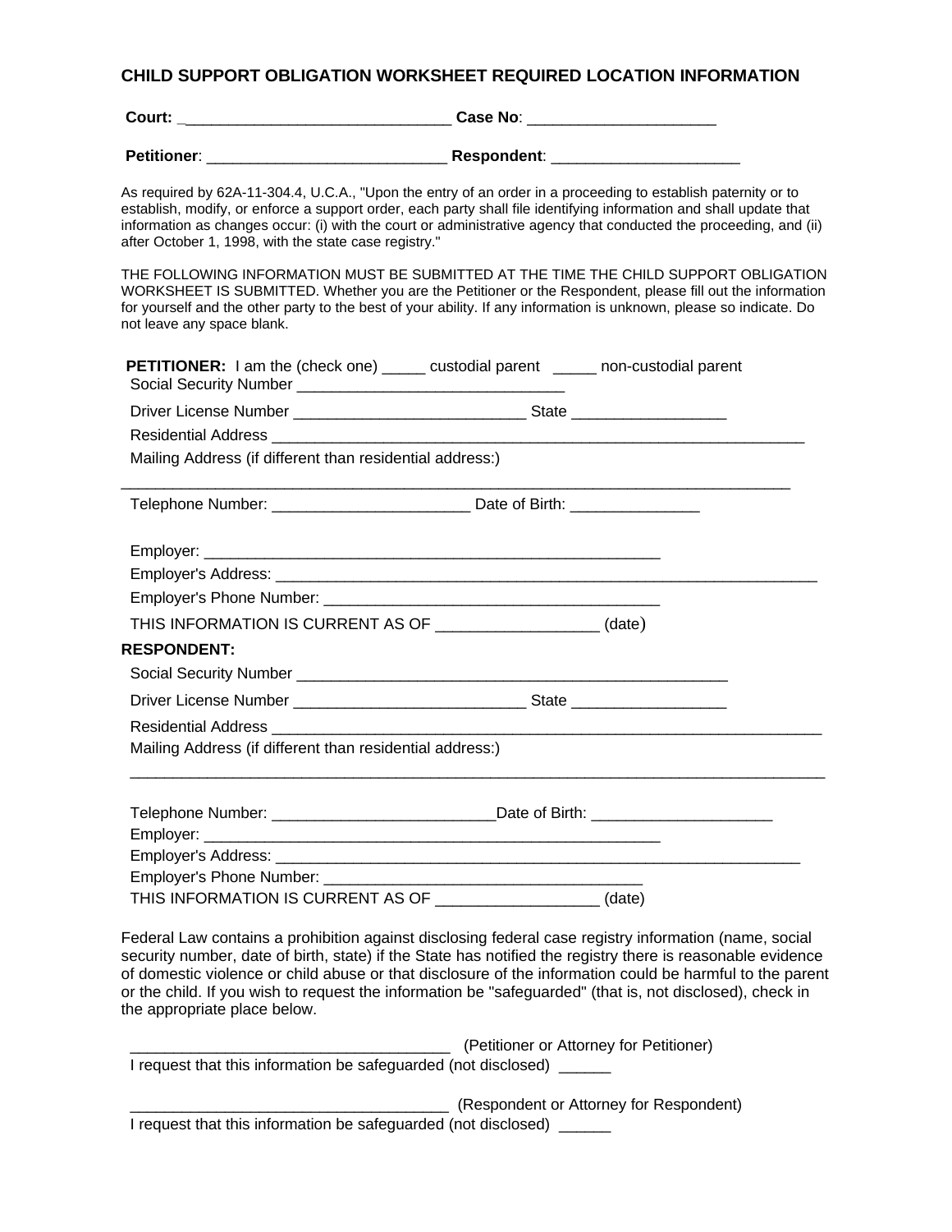# CHILD SUPPORT OBLIGATION WORKSHEET REQUIRED LOCATION INFORMATION

**Court:** _______________________________ **Case No**: ______________________

**Petitioner**: ____________________________ **Respondent**: ______________________

As required by 62A-11-304.4, U.C.A., "Upon the entry of an order in a proceeding to establish paternity or to establish, modify, or enforce a support order, each party shall file identifying information and shall update that information as changes occur: (i) with the court or administrative agency that conducted the proceeding, and (ii) after October 1, 1998, with the state case registry."

THE FOLLOWING INFORMATION MUST BE SUBMITTED AT THE TIME THE CHILD SUPPORT OBLIGATION WORKSHEET IS SUBMITTED. Whether you are the Petitioner or the Respondent, please fill out the information for yourself and the other party to the best of your ability. If any information is unknown, please so indicate. Do not leave any space blank.

**PETITIONER:** I am the (check one) _____ custodial parent _____ non-custodial parent

Social Security Number _______________________________

Driver License Number ___________________________ State _________________

Residential Address ________________________________________________________________

Mailing Address (if different than residential address:)

_____________________________________________________________________________

Telephone Number: ______________________ Date of Birth: _______________

Employer: _____________________________________________________

Employer's Address: ______________________________________________________________

Employer's Phone Number: ________________________________________

THIS INFORMATION IS CURRENT AS OF __________________ (date)

**RESPONDENT:**

Social Security Number ___________________________________________________

Driver License Number ___________________________ State _________________

Residential Address ________________________________________________________________

Mailing Address (if different than residential address:)

_____________________________________________________________________________

Telephone Number: _________________________Date of Birth: _____________________

Employer: _____________________________________________________

Employer's Address: ______________________________________________________________

Employer's Phone Number: ____________________________________

THIS INFORMATION IS CURRENT AS OF __________________ (date)

Federal Law contains a prohibition against disclosing federal case registry information (name, social security number, date of birth, state) if the State has notified the registry there is reasonable evidence of domestic violence or child abuse or that disclosure of the information could be harmful to the parent or the child. If you wish to request the information be "safeguarded" (that is, not disclosed), check in the appropriate place below.

_____________________________________ (Petitioner or Attorney for Petitioner)

I request that this information be safeguarded (not disclosed) ______

_____________________________________ (Respondent or Attorney for Respondent)

I request that this information be safeguarded (not disclosed) ______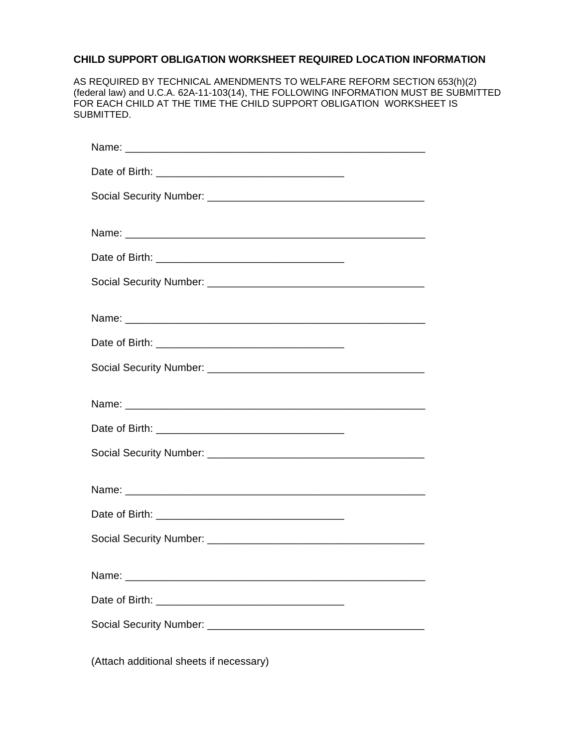## CHILD SUPPORT OBLIGATION WORKSHEET REQUIRED LOCATION INFORMATION

AS REQUIRED BY TECHNICAL AMENDMENTS TO WELFARE REFORM SECTION 653(h)(2) (federal law) and U.C.A. 62A-11-103(14), THE FOLLOWING INFORMATION MUST BE SUBMITTED FOR EACH CHILD AT THE TIME THE CHILD SUPPORT OBLIGATION WORKSHEET IS SUBMITTED.

Name: ________________________________________________

Date of Birth: ______________________________

Social Security Number: ___________________________________

Name: ________________________________________________

Date of Birth: ______________________________

Social Security Number: ___________________________________

Name: ________________________________________________

Date of Birth: ______________________________

Social Security Number: ___________________________________

Name: ________________________________________________

Date of Birth: ______________________________

Social Security Number: ___________________________________

Name: ________________________________________________

Date of Birth: ______________________________

Social Security Number: ___________________________________

Name: ________________________________________________

Date of Birth: ______________________________

Social Security Number: ___________________________________

(Attach additional sheets if necessary)